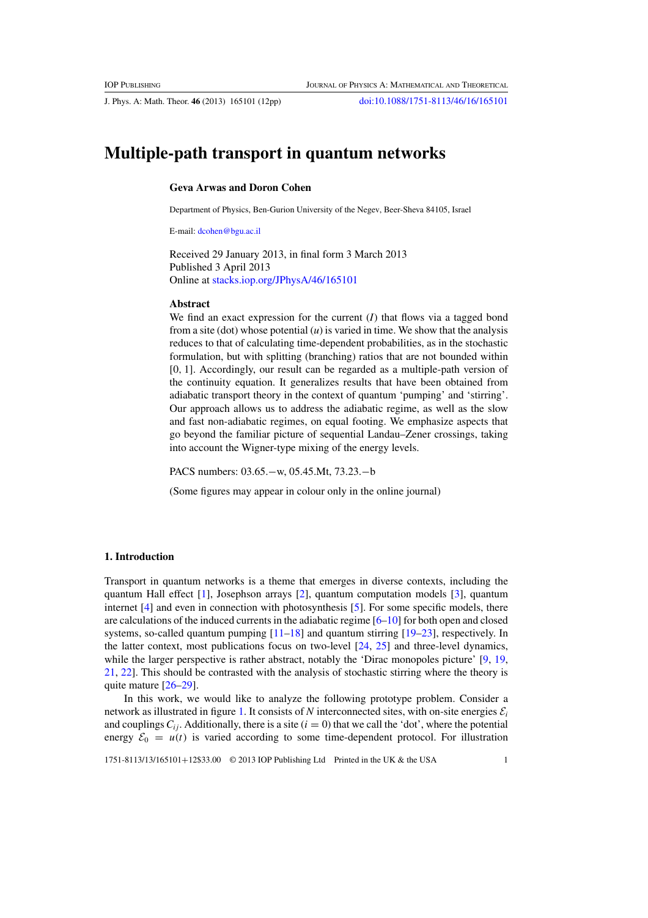# Multiple-path transport in quantum networks

**Geva Arwas and Doron Cohen**

Department of Physics, Ben-Gurion University of the Negev, Beer-Sheva 84105, Israel

E-mail: dcohen@bgu.ac.il

Received 29 January 2013, in final form 3 March 2013
Published 3 April 2013
Online at stacks.iop.org/JPhysA/46/165101

### Abstract

We find an exact expression for the current ($I$) that flows via a tagged bond from a site (dot) whose potential ($u$) is varied in time. We show that the analysis reduces to that of calculating time-dependent probabilities, as in the stochastic formulation, but with splitting (branching) ratios that are not bounded within [0, 1]. Accordingly, our result can be regarded as a multiple-path version of the continuity equation. It generalizes results that have been obtained from adiabatic transport theory in the context of quantum 'pumping' and 'stirring'. Our approach allows us to address the adiabatic regime, as well as the slow and fast non-adiabatic regimes, on equal footing. We emphasize aspects that go beyond the familiar picture of sequential Landau–Zener crossings, taking into account the Wigner-type mixing of the energy levels.

PACS numbers: 03.65.−w, 05.45.Mt, 73.23.−b

(Some figures may appear in colour only in the online journal)

## 1. Introduction

Transport in quantum networks is a theme that emerges in diverse contexts, including the quantum Hall effect [1], Josephson arrays [2], quantum computation models [3], quantum internet [4] and even in connection with photosynthesis [5]. For some specific models, there are calculations of the induced currents in the adiabatic regime [6–10] for both open and closed systems, so-called quantum pumping [11–18] and quantum stirring [19–23], respectively. In the latter context, most publications focus on two-level [24, 25] and three-level dynamics, while the larger perspective is rather abstract, notably the 'Dirac monopoles picture' [9, 19, 21, 22]. This should be contrasted with the analysis of stochastic stirring where the theory is quite mature [26–29].

In this work, we would like to analyze the following prototype problem. Consider a network as illustrated in figure 1. It consists of $N$ interconnected sites, with on-site energies $\mathcal{E}_i$ and couplings $C_{ij}$. Additionally, there is a site ($i = 0$) that we call the 'dot', where the potential energy $\mathcal{E}_0 = u(t)$ is varied according to some time-dependent protocol. For illustration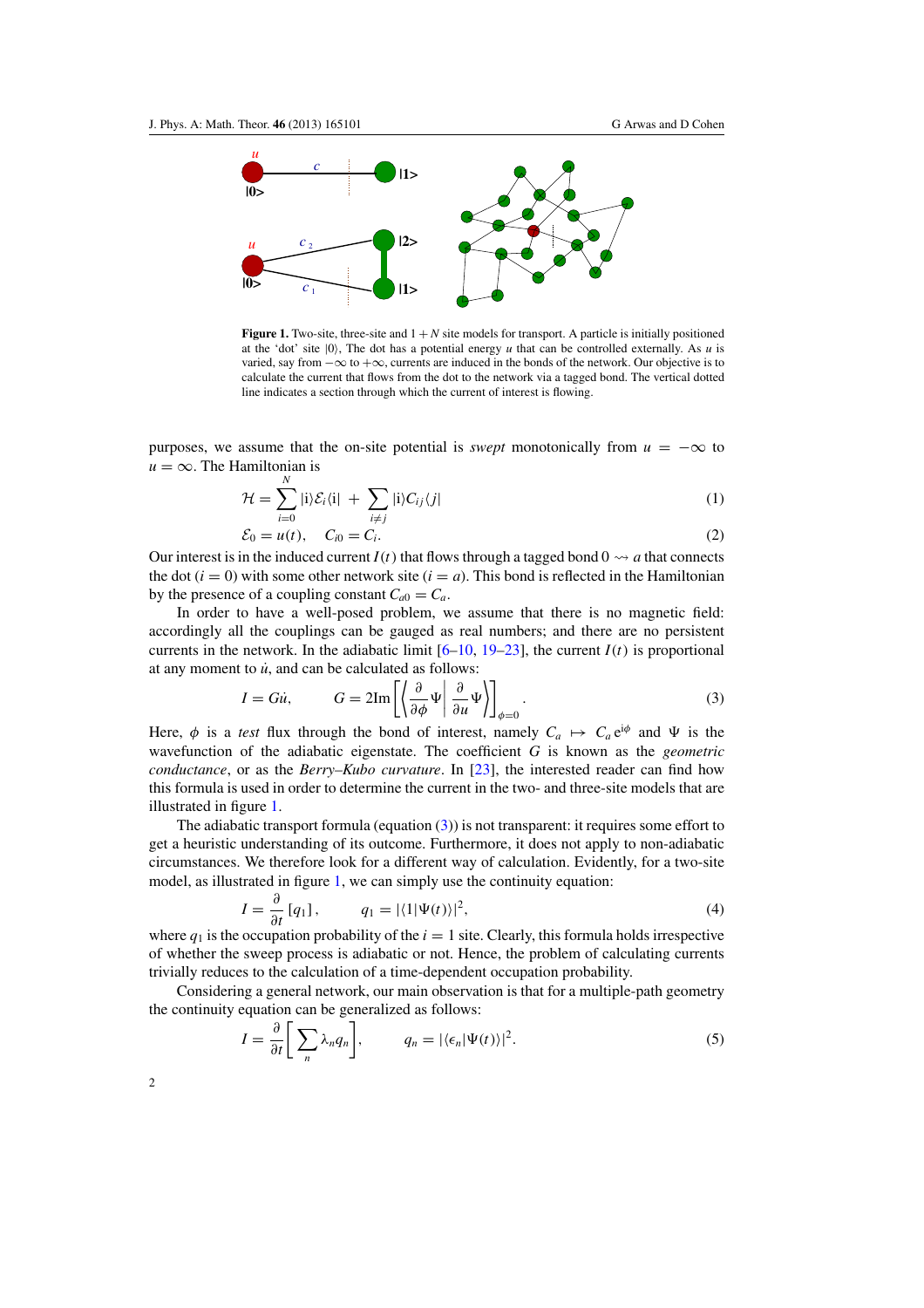**Figure 1.** Two-site, three-site and $1 + N$ site models for transport. A particle is initially positioned at the 'dot' site $|0\rangle$, The dot has a potential energy $u$ that can be controlled externally. As $u$ is varied, say from $-\infty$ to $+\infty$, currents are induced in the bonds of the network. Our objective is to calculate the current that flows from the dot to the network via a tagged bond. The vertical dotted line indicates a section through which the current of interest is flowing.

purposes, we assume that the on-site potential is *swept* monotonically from $u = -\infty$ to $u = \infty$. The Hamiltonian is

$$\mathcal{H} = \sum_{i=0}^{N} |\mathrm{i}\rangle \mathcal{E}_i \langle \mathrm{i}| \; + \; \sum_{i \neq j} |\mathrm{i}\rangle C_{ij} \langle j| \tag{1}$$

$$\mathcal{E}_0 = u(t), \quad C_{i0} = C_i. \tag{2}$$

Our interest is in the induced current $I(t)$ that flows through a tagged bond $0 \rightsquigarrow a$ that connects the dot ($i = 0$) with some other network site ($i = a$). This bond is reflected in the Hamiltonian by the presence of a coupling constant $C_{a0} = C_a$.

In order to have a well-posed problem, we assume that there is no magnetic field: accordingly all the couplings can be gauged as real numbers; and there are no persistent currents in the network. In the adiabatic limit [6–10, 19–23], the current $I(t)$ is proportional at any moment to $\dot{u}$, and can be calculated as follows:

$$I = G\dot{u}, \qquad G = 2\mathrm{Im}\left[\left\langle \frac{\partial}{\partial \phi}\Psi \middle| \frac{\partial}{\partial u}\Psi \right\rangle\right]_{\phi=0}. \tag{3}$$

Here, $\phi$ is a *test* flux through the bond of interest, namely $C_a \mapsto C_a \mathrm{e}^{\mathrm{i}\phi}$ and $\Psi$ is the wavefunction of the adiabatic eigenstate. The coefficient $G$ is known as the *geometric conductance*, or as the *Berry–Kubo curvature*. In [23], the interested reader can find how this formula is used in order to determine the current in the two- and three-site models that are illustrated in figure 1.

The adiabatic transport formula (equation (3)) is not transparent: it requires some effort to get a heuristic understanding of its outcome. Furthermore, it does not apply to non-adiabatic circumstances. We therefore look for a different way of calculation. Evidently, for a two-site model, as illustrated in figure 1, we can simply use the continuity equation:

$$I = \frac{\partial}{\partial t}\left[q_1\right], \qquad q_1 = |\langle 1|\Psi(t)\rangle|^2, \tag{4}$$

where $q_1$ is the occupation probability of the $i = 1$ site. Clearly, this formula holds irrespective of whether the sweep process is adiabatic or not. Hence, the problem of calculating currents trivially reduces to the calculation of a time-dependent occupation probability.

Considering a general network, our main observation is that for a multiple-path geometry the continuity equation can be generalized as follows:

$$I = \frac{\partial}{\partial t}\left[\sum_n \lambda_n q_n\right], \qquad q_n = |\langle \epsilon_n|\Psi(t)\rangle|^2. \tag{5}$$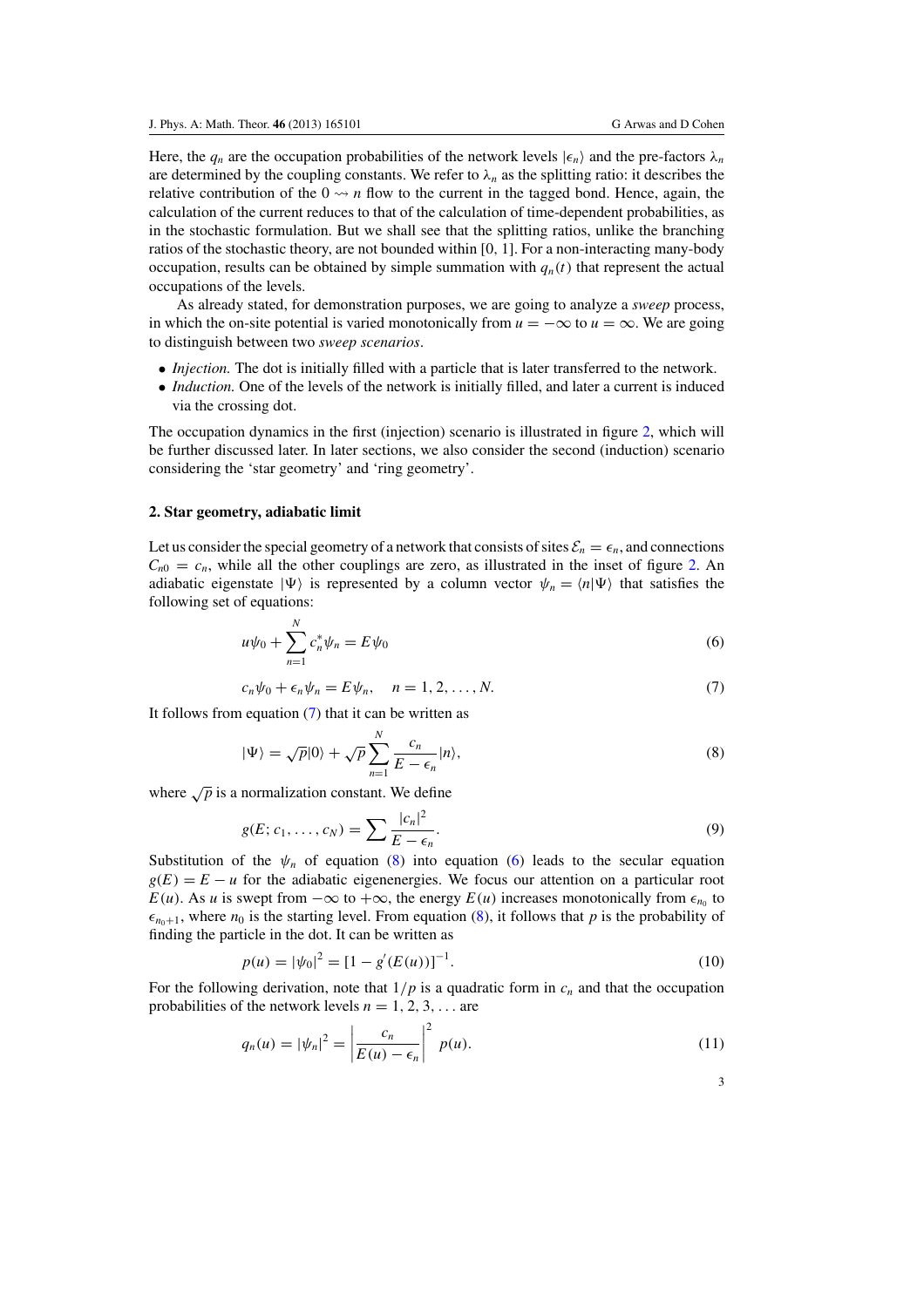Here, the $q_n$ are the occupation probabilities of the network levels $|\epsilon_n\rangle$ and the pre-factors $\lambda_n$ are determined by the coupling constants. We refer to $\lambda_n$ as the splitting ratio: it describes the relative contribution of the $0 \rightsquigarrow n$ flow to the current in the tagged bond. Hence, again, the calculation of the current reduces to that of the calculation of time-dependent probabilities, as in the stochastic formulation. But we shall see that the splitting ratios, unlike the branching ratios of the stochastic theory, are not bounded within [0, 1]. For a non-interacting many-body occupation, results can be obtained by simple summation with $q_n(t)$ that represent the actual occupations of the levels.

As already stated, for demonstration purposes, we are going to analyze a *sweep* process, in which the on-site potential is varied monotonically from $u = -\infty$ to $u = \infty$. We are going to distinguish between two *sweep scenarios*.

- *Injection.* The dot is initially filled with a particle that is later transferred to the network.
- *Induction.* One of the levels of the network is initially filled, and later a current is induced via the crossing dot.

The occupation dynamics in the first (injection) scenario is illustrated in figure 2, which will be further discussed later. In later sections, we also consider the second (induction) scenario considering the 'star geometry' and 'ring geometry'.

## 2. Star geometry, adiabatic limit

Let us consider the special geometry of a network that consists of sites $\mathcal{E}_n = \epsilon_n$, and connections $C_{n0} = c_n$, while all the other couplings are zero, as illustrated in the inset of figure 2. An adiabatic eigenstate $|\Psi\rangle$ is represented by a column vector $\psi_n = \langle n|\Psi\rangle$ that satisfies the following set of equations:

$$u\psi_0 + \sum_{n=1}^{N} c_n^* \psi_n = E\psi_0 \tag{6}$$

$$c_n\psi_0 + \epsilon_n\psi_n = E\psi_n, \quad n = 1, 2, \ldots, N. \tag{7}$$

It follows from equation (7) that it can be written as

$$|\Psi\rangle = \sqrt{p}|0\rangle + \sqrt{p}\sum_{n=1}^{N} \frac{c_n}{E - \epsilon_n}|n\rangle, \tag{8}$$

where $\sqrt{p}$ is a normalization constant. We define

$$g(E; c_1, \ldots, c_N) = \sum \frac{|c_n|^2}{E - \epsilon_n}. \tag{9}$$

Substitution of the $\psi_n$ of equation (8) into equation (6) leads to the secular equation $g(E) = E - u$ for the adiabatic eigenenergies. We focus our attention on a particular root $E(u)$. As $u$ is swept from $-\infty$ to $+\infty$, the energy $E(u)$ increases monotonically from $\epsilon_{n_0}$ to $\epsilon_{n_0+1}$, where $n_0$ is the starting level. From equation (8), it follows that $p$ is the probability of finding the particle in the dot. It can be written as

$$p(u) = |\psi_0|^2 = [1 - g'(E(u))]^{-1}. \tag{10}$$

For the following derivation, note that $1/p$ is a quadratic form in $c_n$ and that the occupation probabilities of the network levels $n = 1, 2, 3, \ldots$ are

$$q_n(u) = |\psi_n|^2 = \left|\frac{c_n}{E(u) - \epsilon_n}\right|^2 p(u). \tag{11}$$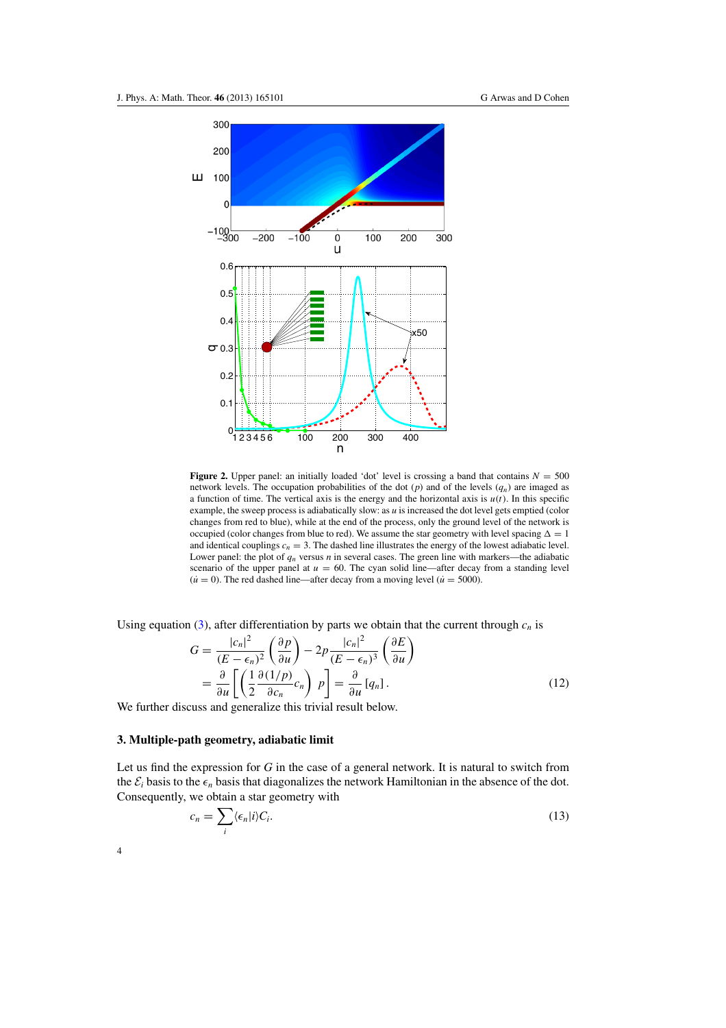**Figure 2.** Upper panel: an initially loaded 'dot' level is crossing a band that contains $N = 500$ network levels. The occupation probabilities of the dot ($p$) and of the levels ($q_n$) are imaged as a function of time. The vertical axis is the energy and the horizontal axis is $u(t)$. In this specific example, the sweep process is adiabatically slow: as $u$ is increased the dot level gets emptied (color changes from red to blue), while at the end of the process, only the ground level of the network is occupied (color changes from blue to red). We assume the star geometry with level spacing $\Delta = 1$ and identical couplings $c_n = 3$. The dashed line illustrates the energy of the lowest adiabatic level. Lower panel: the plot of $q_n$ versus $n$ in several cases. The green line with markers—the adiabatic scenario of the upper panel at $u = 60$. The cyan solid line—after decay from a standing level ($\dot{u} = 0$). The red dashed line—after decay from a moving level ($\dot{u} = 5000$).

Using equation (3), after differentiation by parts we obtain that the current through $c_n$ is

$$G = \frac{|c_n|^2}{(E - \epsilon_n)^2}\left(\frac{\partial p}{\partial u}\right) - 2p\frac{|c_n|^2}{(E - \epsilon_n)^3}\left(\frac{\partial E}{\partial u}\right)$$
$$= \frac{\partial}{\partial u}\left[\left(\frac{1}{2}\frac{\partial(1/p)}{\partial c_n}c_n\right)\, p\right] = \frac{\partial}{\partial u}\,[q_n]\,. \tag{12}$$

We further discuss and generalize this trivial result below.

## 3. Multiple-path geometry, adiabatic limit

Let us find the expression for $G$ in the case of a general network. It is natural to switch from the $\mathcal{E}_i$ basis to the $\epsilon_n$ basis that diagonalizes the network Hamiltonian in the absence of the dot. Consequently, we obtain a star geometry with

$$c_n = \sum_i \langle \epsilon_n | i \rangle C_i. \tag{13}$$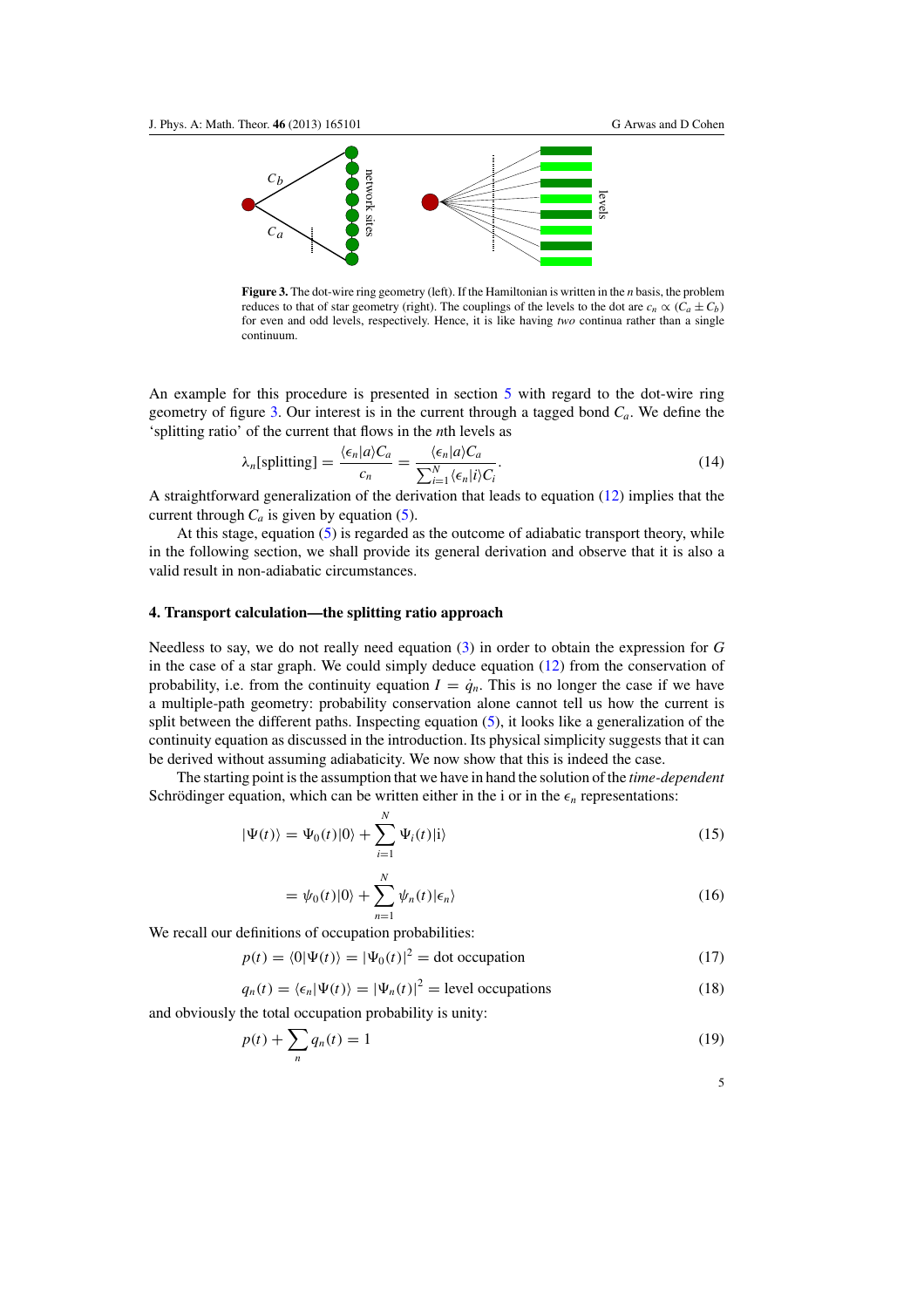Figure 3. The dot-wire ring geometry (left). If the Hamiltonian is written in the $n$ basis, the problem reduces to that of star geometry (right). The couplings of the levels to the dot are $c_n \propto (C_a \pm C_b)$ for even and odd levels, respectively. Hence, it is like having *two* continua rather than a single continuum.

An example for this procedure is presented in section 5 with regard to the dot-wire ring geometry of figure 3. Our interest is in the current through a tagged bond $C_a$. We define the 'splitting ratio' of the current that flows in the $n$th levels as

$$\lambda_n[\text{splitting}] = \frac{\langle \epsilon_n | a \rangle C_a}{c_n} = \frac{\langle \epsilon_n | a \rangle C_a}{\sum_{i=1}^{N} \langle \epsilon_n | i \rangle C_i}. \tag{14}$$

A straightforward generalization of the derivation that leads to equation (12) implies that the current through $C_a$ is given by equation (5).

At this stage, equation (5) is regarded as the outcome of adiabatic transport theory, while in the following section, we shall provide its general derivation and observe that it is also a valid result in non-adiabatic circumstances.

## 4. Transport calculation—the splitting ratio approach

Needless to say, we do not really need equation (3) in order to obtain the expression for $G$ in the case of a star graph. We could simply deduce equation (12) from the conservation of probability, i.e. from the continuity equation $I = \dot{q}_n$. This is no longer the case if we have a multiple-path geometry: probability conservation alone cannot tell us how the current is split between the different paths. Inspecting equation (5), it looks like a generalization of the continuity equation as discussed in the introduction. Its physical simplicity suggests that it can be derived without assuming adiabaticity. We now show that this is indeed the case.

The starting point is the assumption that we have in hand the solution of the *time-dependent* Schrödinger equation, which can be written either in the i or in the $\epsilon_n$ representations:

$$|\Psi(t)\rangle = \Psi_0(t)|0\rangle + \sum_{i=1}^{N} \Psi_i(t)|\mathrm{i}\rangle \tag{15}$$

$$= \psi_0(t)|0\rangle + \sum_{n=1}^{N} \psi_n(t)|\epsilon_n\rangle \tag{16}$$

We recall our definitions of occupation probabilities:

$$p(t) = \langle 0|\Psi(t)\rangle = |\Psi_0(t)|^2 = \text{dot occupation} \tag{17}$$

$$q_n(t) = \langle \epsilon_n|\Psi(t)\rangle = |\Psi_n(t)|^2 = \text{level occupations} \tag{18}$$

and obviously the total occupation probability is unity:

$$p(t) + \sum_n q_n(t) = 1 \tag{19}$$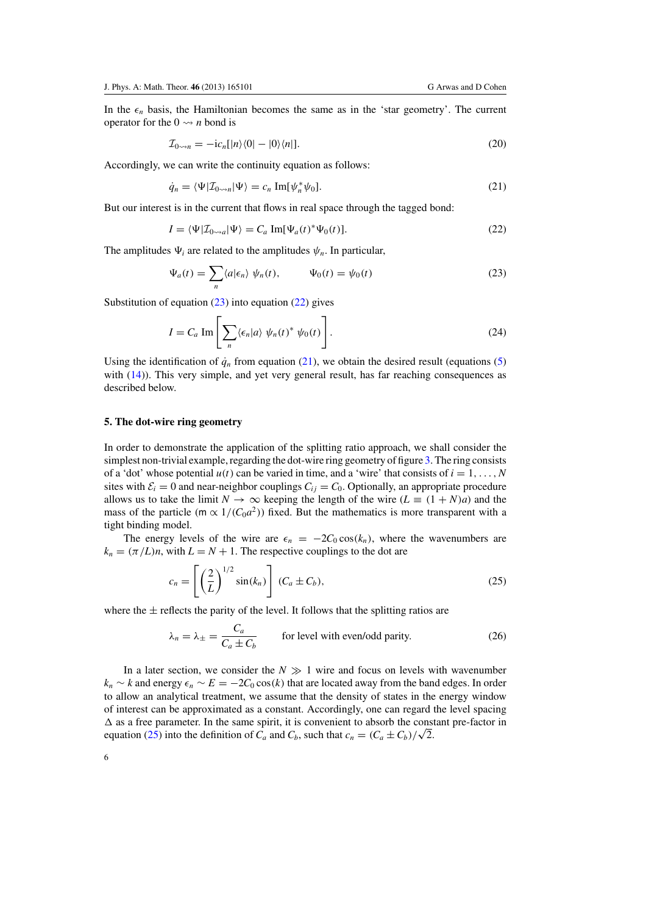In the $\epsilon_n$ basis, the Hamiltonian becomes the same as in the 'star geometry'. The current operator for the $0 \rightsquigarrow n$ bond is

$$\mathcal{I}_{0 \rightsquigarrow n} = -\mathrm{i}c_n[|n\rangle\langle 0| - |0\rangle\langle n|]. \tag{20}$$

Accordingly, we can write the continuity equation as follows:

$$\dot{q}_n = \langle \Psi | \mathcal{I}_{0 \rightsquigarrow n} | \Psi \rangle = c_n \, \mathrm{Im}[\psi_n^* \psi_0]. \tag{21}$$

But our interest is in the current that flows in real space through the tagged bond:

$$I = \langle \Psi | \mathcal{I}_{0 \rightsquigarrow a} | \Psi \rangle = C_a \, \mathrm{Im}[\Psi_a(t)^* \Psi_0(t)]. \tag{22}$$

The amplitudes $\Psi_i$ are related to the amplitudes $\psi_n$. In particular,

$$\Psi_a(t) = \sum_n \langle a | \epsilon_n \rangle \; \psi_n(t), \qquad \Psi_0(t) = \psi_0(t) \tag{23}$$

Substitution of equation (23) into equation (22) gives

$$I = C_a \, \mathrm{Im}\left[ \sum_n \langle \epsilon_n | a \rangle \; \psi_n(t)^* \; \psi_0(t) \right]. \tag{24}$$

Using the identification of $\dot{q}_n$ from equation (21), we obtain the desired result (equations (5) with (14)). This very simple, and yet very general result, has far reaching consequences as described below.

## 5. The dot-wire ring geometry

In order to demonstrate the application of the splitting ratio approach, we shall consider the simplest non-trivial example, regarding the dot-wire ring geometry of figure 3. The ring consists of a 'dot' whose potential $u(t)$ can be varied in time, and a 'wire' that consists of $i = 1, \ldots, N$ sites with $\mathcal{E}_i = 0$ and near-neighbor couplings $C_{ij} = C_0$. Optionally, an appropriate procedure allows us to take the limit $N \to \infty$ keeping the length of the wire ($L \equiv (1+N)a$) and the mass of the particle ($\mathsf{m} \propto 1/(C_0 a^2)$) fixed. But the mathematics is more transparent with a tight binding model.

The energy levels of the wire are $\epsilon_n = -2C_0 \cos(k_n)$, where the wavenumbers are $k_n = (\pi/L)n$, with $L = N + 1$. The respective couplings to the dot are

$$c_n = \left[ \left( \frac{2}{L} \right)^{1/2} \sin(k_n) \right] \; (C_a \pm C_b), \tag{25}$$

where the $\pm$ reflects the parity of the level. It follows that the splitting ratios are

$$\lambda_n = \lambda_\pm = \frac{C_a}{C_a \pm C_b} \qquad \text{for level with even/odd parity.} \tag{26}$$

In a later section, we consider the $N \gg 1$ wire and focus on levels with wavenumber $k_n \sim k$ and energy $\epsilon_n \sim E = -2C_0 \cos(k)$ that are located away from the band edges. In order to allow an analytical treatment, we assume that the density of states in the energy window of interest can be approximated as a constant. Accordingly, one can regard the level spacing $\Delta$ as a free parameter. In the same spirit, it is convenient to absorb the constant pre-factor in equation (25) into the definition of $C_a$ and $C_b$, such that $c_n = (C_a \pm C_b)/\sqrt{2}$.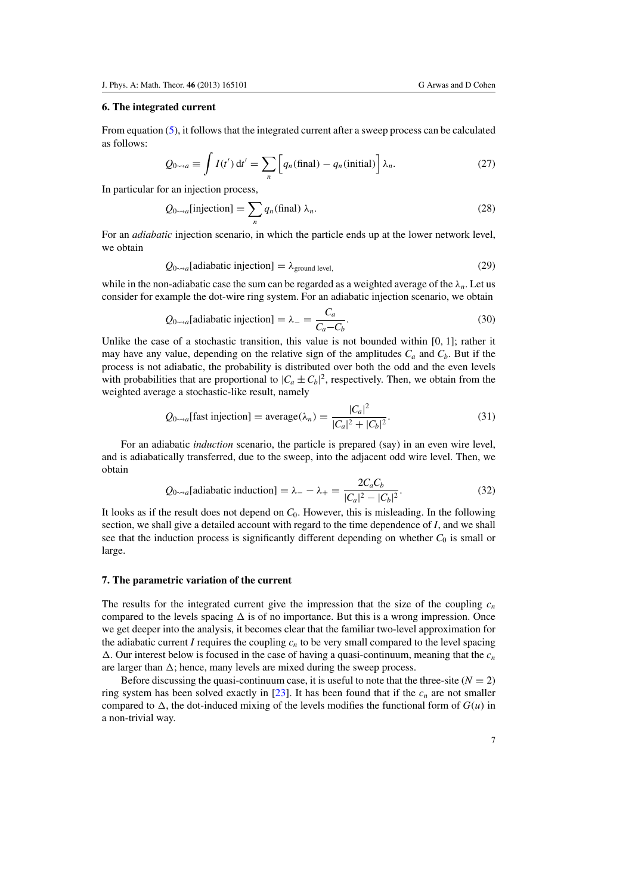## 6. The integrated current

From equation (5), it follows that the integrated current after a sweep process can be calculated as follows:

$$Q_{0\rightsquigarrow a} \equiv \int I(t')\, dt' = \sum_n \Big[ q_n(\text{final}) - q_n(\text{initial}) \Big] \lambda_n. \tag{27}$$

In particular for an injection process,

$$Q_{0\rightsquigarrow a}[\text{injection}] = \sum_n q_n(\text{final})\ \lambda_n. \tag{28}$$

For an *adiabatic* injection scenario, in which the particle ends up at the lower network level, we obtain

$$Q_{0\rightsquigarrow a}[\text{adiabatic injection}] = \lambda_{\text{ground level,}} \tag{29}$$

while in the non-adiabatic case the sum can be regarded as a weighted average of the $\lambda_n$. Let us consider for example the dot-wire ring system. For an adiabatic injection scenario, we obtain

$$Q_{0\rightsquigarrow a}[\text{adiabatic injection}] = \lambda_- = \frac{C_a}{C_a - C_b}. \tag{30}$$

Unlike the case of a stochastic transition, this value is not bounded within [0, 1]; rather it may have any value, depending on the relative sign of the amplitudes $C_a$ and $C_b$. But if the process is not adiabatic, the probability is distributed over both the odd and the even levels with probabilities that are proportional to $|C_a \pm C_b|^2$, respectively. Then, we obtain from the weighted average a stochastic-like result, namely

$$Q_{0\rightsquigarrow a}[\text{fast injection}] = \text{average}(\lambda_n) = \frac{|C_a|^2}{|C_a|^2 + |C_b|^2}. \tag{31}$$

For an adiabatic *induction* scenario, the particle is prepared (say) in an even wire level, and is adiabatically transferred, due to the sweep, into the adjacent odd wire level. Then, we obtain

$$Q_{0\rightsquigarrow a}[\text{adiabatic induction}] = \lambda_- - \lambda_+ = \frac{2C_aC_b}{|C_a|^2 - |C_b|^2}. \tag{32}$$

It looks as if the result does not depend on $C_0$. However, this is misleading. In the following section, we shall give a detailed account with regard to the time dependence of $I$, and we shall see that the induction process is significantly different depending on whether $C_0$ is small or large.

## 7. The parametric variation of the current

The results for the integrated current give the impression that the size of the coupling $c_n$ compared to the levels spacing $\Delta$ is of no importance. But this is a wrong impression. Once we get deeper into the analysis, it becomes clear that the familiar two-level approximation for the adiabatic current $I$ requires the coupling $c_n$ to be very small compared to the level spacing $\Delta$. Our interest below is focused in the case of having a quasi-continuum, meaning that the $c_n$ are larger than $\Delta$; hence, many levels are mixed during the sweep process.

Before discussing the quasi-continuum case, it is useful to note that the three-site ($N = 2$) ring system has been solved exactly in [23]. It has been found that if the $c_n$ are not smaller compared to $\Delta$, the dot-induced mixing of the levels modifies the functional form of $G(u)$ in a non-trivial way.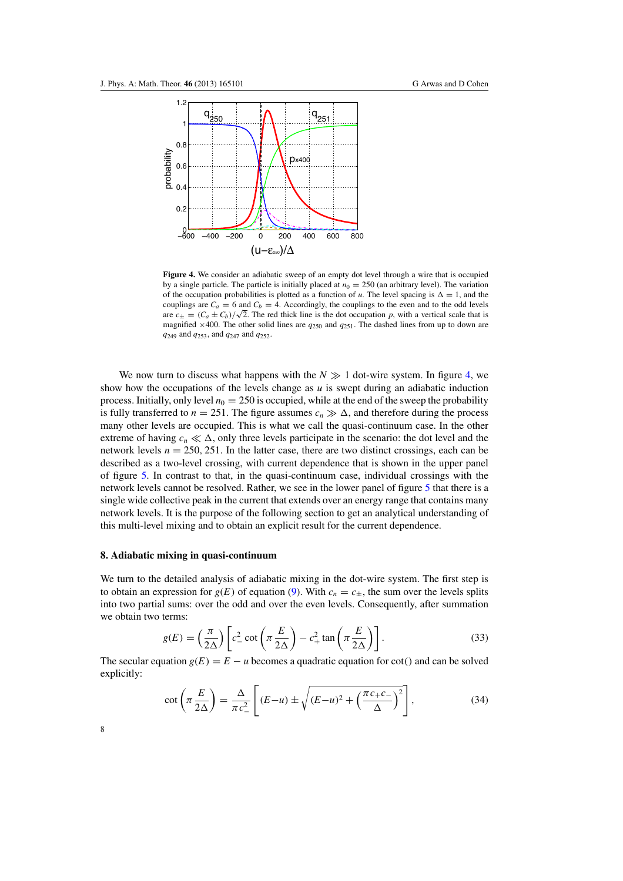**Figure 4.** We consider an adiabatic sweep of an empty dot level through a wire that is occupied by a single particle. The particle is initially placed at $n_0 = 250$ (an arbitrary level). The variation of the occupation probabilities is plotted as a function of $u$. The level spacing is $\Delta = 1$, and the couplings are $C_a = 6$ and $C_b = 4$. Accordingly, the couplings to the even and to the odd levels are $c_{\pm} = (C_a \pm C_b)/\sqrt{2}$. The red thick line is the dot occupation $p$, with a vertical scale that is magnified $\times 400$. The other solid lines are $q_{250}$ and $q_{251}$. The dashed lines from up to down are $q_{249}$ and $q_{253}$, and $q_{247}$ and $q_{252}$.

We now turn to discuss what happens with the $N \gg 1$ dot-wire system. In figure 4, we show how the occupations of the levels change as $u$ is swept during an adiabatic induction process. Initially, only level $n_0 = 250$ is occupied, while at the end of the sweep the probability is fully transferred to $n = 251$. The figure assumes $c_n \gg \Delta$, and therefore during the process many other levels are occupied. This is what we call the quasi-continuum case. In the other extreme of having $c_n \ll \Delta$, only three levels participate in the scenario: the dot level and the network levels $n = 250, 251$. In the latter case, there are two distinct crossings, each can be described as a two-level crossing, with current dependence that is shown in the upper panel of figure 5. In contrast to that, in the quasi-continuum case, individual crossings with the network levels cannot be resolved. Rather, we see in the lower panel of figure 5 that there is a single wide collective peak in the current that extends over an energy range that contains many network levels. It is the purpose of the following section to get an analytical understanding of this multi-level mixing and to obtain an explicit result for the current dependence.

## 8. Adiabatic mixing in quasi-continuum

We turn to the detailed analysis of adiabatic mixing in the dot-wire system. The first step is to obtain an expression for $g(E)$ of equation (9). With $c_n = c_{\pm}$, the sum over the levels splits into two partial sums: over the odd and over the even levels. Consequently, after summation we obtain two terms:

$$g(E) = \left(\frac{\pi}{2\Delta}\right)\left[c_-^2 \cot\left(\pi\frac{E}{2\Delta}\right) - c_+^2 \tan\left(\pi\frac{E}{2\Delta}\right)\right]. \tag{33}$$

The secular equation $g(E) = E - u$ becomes a quadratic equation for cot() and can be solved explicitly:

$$\cot\left(\pi\frac{E}{2\Delta}\right) = \frac{\Delta}{\pi c_-^2}\left[(E-u) \pm \sqrt{(E-u)^2 + \left(\frac{\pi c_+ c_-}{\Delta}\right)^2}\,\right], \tag{34}$$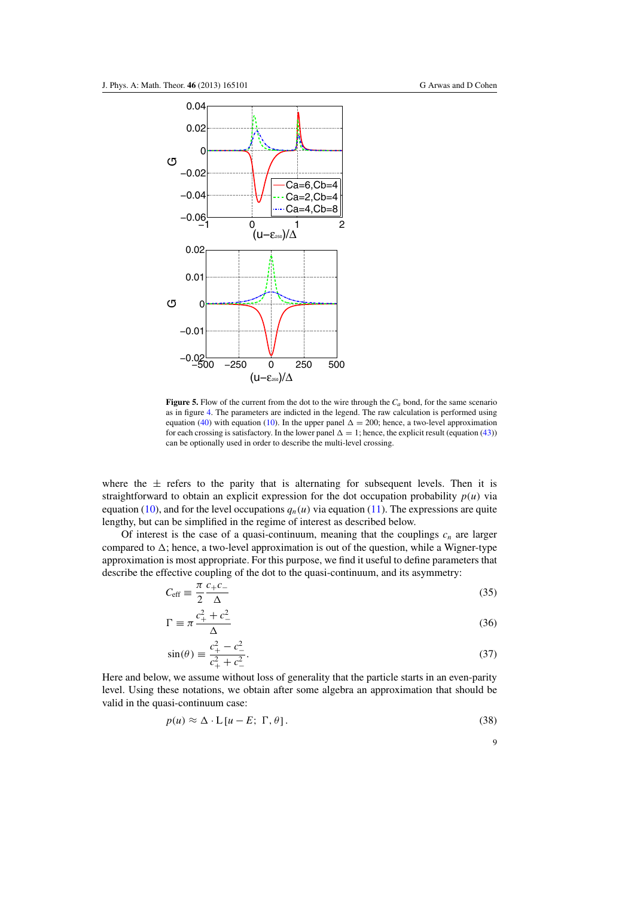**Figure 5.** Flow of the current from the dot to the wire through the $C_a$ bond, for the same scenario as in figure 4. The parameters are indicted in the legend. The raw calculation is performed using equation (40) with equation (10). In the upper panel $\Delta = 200$; hence, a two-level approximation for each crossing is satisfactory. In the lower panel $\Delta = 1$; hence, the explicit result (equation (43)) can be optionally used in order to describe the multi-level crossing.

where the $\pm$ refers to the parity that is alternating for subsequent levels. Then it is straightforward to obtain an explicit expression for the dot occupation probability $p(u)$ via equation (10), and for the level occupations $q_n(u)$ via equation (11). The expressions are quite lengthy, but can be simplified in the regime of interest as described below.

Of interest is the case of a quasi-continuum, meaning that the couplings $c_n$ are larger compared to $\Delta$; hence, a two-level approximation is out of the question, while a Wigner-type approximation is most appropriate. For this purpose, we find it useful to define parameters that describe the effective coupling of the dot to the quasi-continuum, and its asymmetry:

$$C_{\text{eff}} \equiv \frac{\pi}{2} \frac{c_+ c_-}{\Delta} \tag{35}$$

$$\Gamma \equiv \pi \frac{c_+^2 + c_-^2}{\Delta} \tag{36}$$

$$\sin(\theta) \equiv \frac{c_+^2 - c_-^2}{c_+^2 + c_-^2}. \tag{37}$$

Here and below, we assume without loss of generality that the particle starts in an even-parity level. Using these notations, we obtain after some algebra an approximation that should be valid in the quasi-continuum case:

$$p(u) \approx \Delta \cdot \mathrm{L}\,[u - E;\ \Gamma, \theta]\,. \tag{38}$$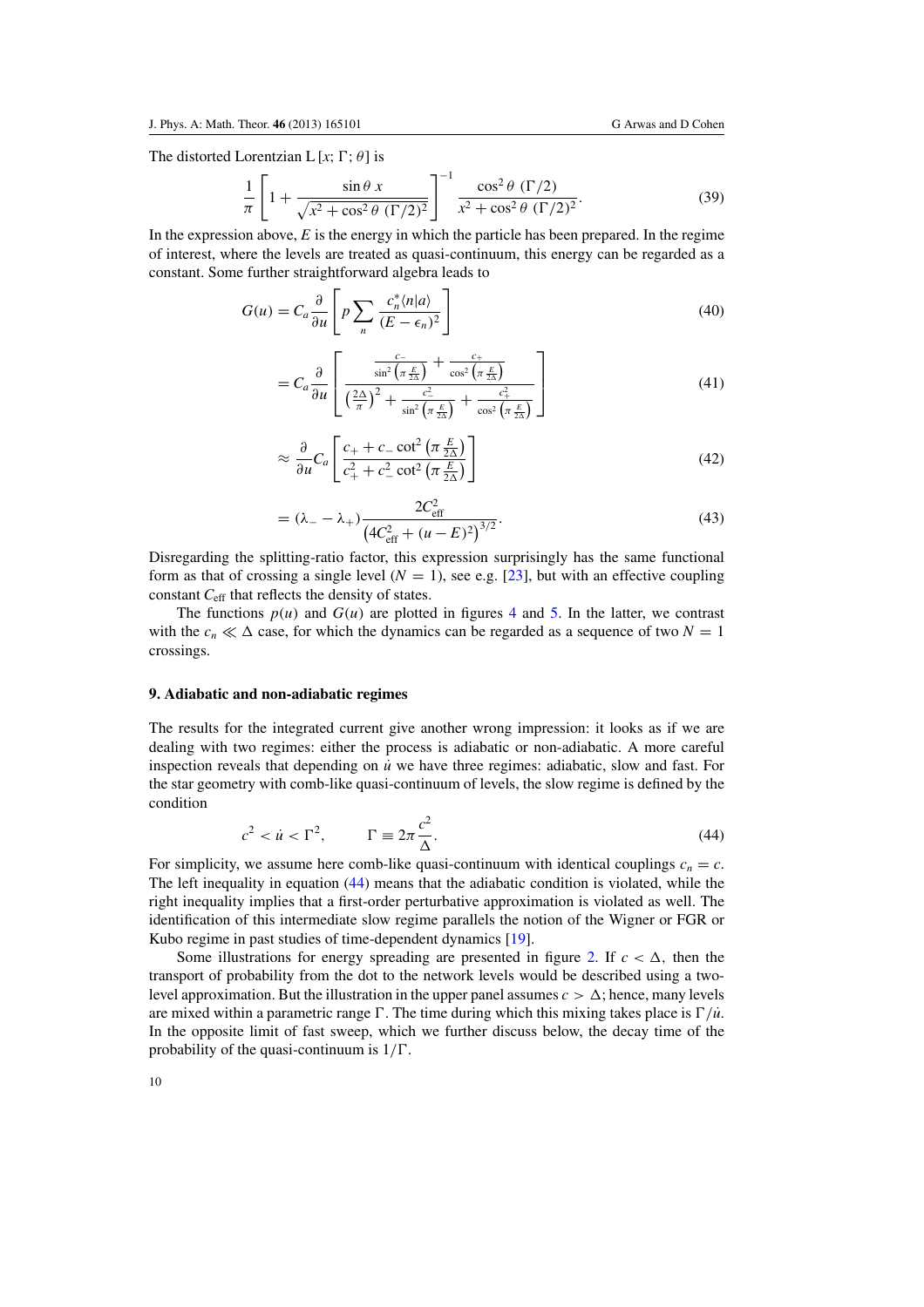The distorted Lorentzian $\mathrm{L}\,[x;\,\Gamma;\,\theta]$ is

$$\frac{1}{\pi}\left[1+\frac{\sin\theta\ x}{\sqrt{x^2+\cos^2\theta\ (\Gamma/2)^2}}\right]^{-1}\frac{\cos^2\theta\ (\Gamma/2)}{x^2+\cos^2\theta\ (\Gamma/2)^2}. \tag{39}$$

In the expression above, $E$ is the energy in which the particle has been prepared. In the regime of interest, where the levels are treated as quasi-continuum, this energy can be regarded as a constant. Some further straightforward algebra leads to

$$G(u) = C_a\frac{\partial}{\partial u}\left[p\sum_n\frac{c_n^*\langle n|a\rangle}{(E-\epsilon_n)^2}\right] \tag{40}$$

$$= C_a\frac{\partial}{\partial u}\left[\frac{\frac{c_-}{\sin^2\left(\pi\frac{E}{2\Delta}\right)}+\frac{c_+}{\cos^2\left(\pi\frac{E}{2\Delta}\right)}}{\left(\frac{2\Delta}{\pi}\right)^2+\frac{c_-^2}{\sin^2\left(\pi\frac{E}{2\Delta}\right)}+\frac{c_+^2}{\cos^2\left(\pi\frac{E}{2\Delta}\right)}}\right] \tag{41}$$

$$\approx \frac{\partial}{\partial u}C_a\left[\frac{c_+ + c_-\cot^2\left(\pi\frac{E}{2\Delta}\right)}{c_+^2+c_-^2\cot^2\left(\pi\frac{E}{2\Delta}\right)}\right] \tag{42}$$

$$= (\lambda_- - \lambda_+)\frac{2C_{\mathrm{eff}}^2}{\left(4C_{\mathrm{eff}}^2+(u-E)^2\right)^{3/2}}. \tag{43}$$

Disregarding the splitting-ratio factor, this expression surprisingly has the same functional form as that of crossing a single level ($N = 1$), see e.g. [23], but with an effective coupling constant $C_{\mathrm{eff}}$ that reflects the density of states.

The functions $p(u)$ and $G(u)$ are plotted in figures 4 and 5. In the latter, we contrast with the $c_n \ll \Delta$ case, for which the dynamics can be regarded as a sequence of two $N = 1$ crossings.

## 9. Adiabatic and non-adiabatic regimes

The results for the integrated current give another wrong impression: it looks as if we are dealing with two regimes: either the process is adiabatic or non-adiabatic. A more careful inspection reveals that depending on $\dot{u}$ we have three regimes: adiabatic, slow and fast. For the star geometry with comb-like quasi-continuum of levels, the slow regime is defined by the condition

$$c^2 < \dot{u} < \Gamma^2, \qquad \Gamma \equiv 2\pi\frac{c^2}{\Delta}. \tag{44}$$

For simplicity, we assume here comb-like quasi-continuum with identical couplings $c_n = c$. The left inequality in equation (44) means that the adiabatic condition is violated, while the right inequality implies that a first-order perturbative approximation is violated as well. The identification of this intermediate slow regime parallels the notion of the Wigner or FGR or Kubo regime in past studies of time-dependent dynamics [19].

Some illustrations for energy spreading are presented in figure 2. If $c < \Delta$, then the transport of probability from the dot to the network levels would be described using a two-level approximation. But the illustration in the upper panel assumes $c > \Delta$; hence, many levels are mixed within a parametric range $\Gamma$. The time during which this mixing takes place is $\Gamma/\dot{u}$. In the opposite limit of fast sweep, which we further discuss below, the decay time of the probability of the quasi-continuum is $1/\Gamma$.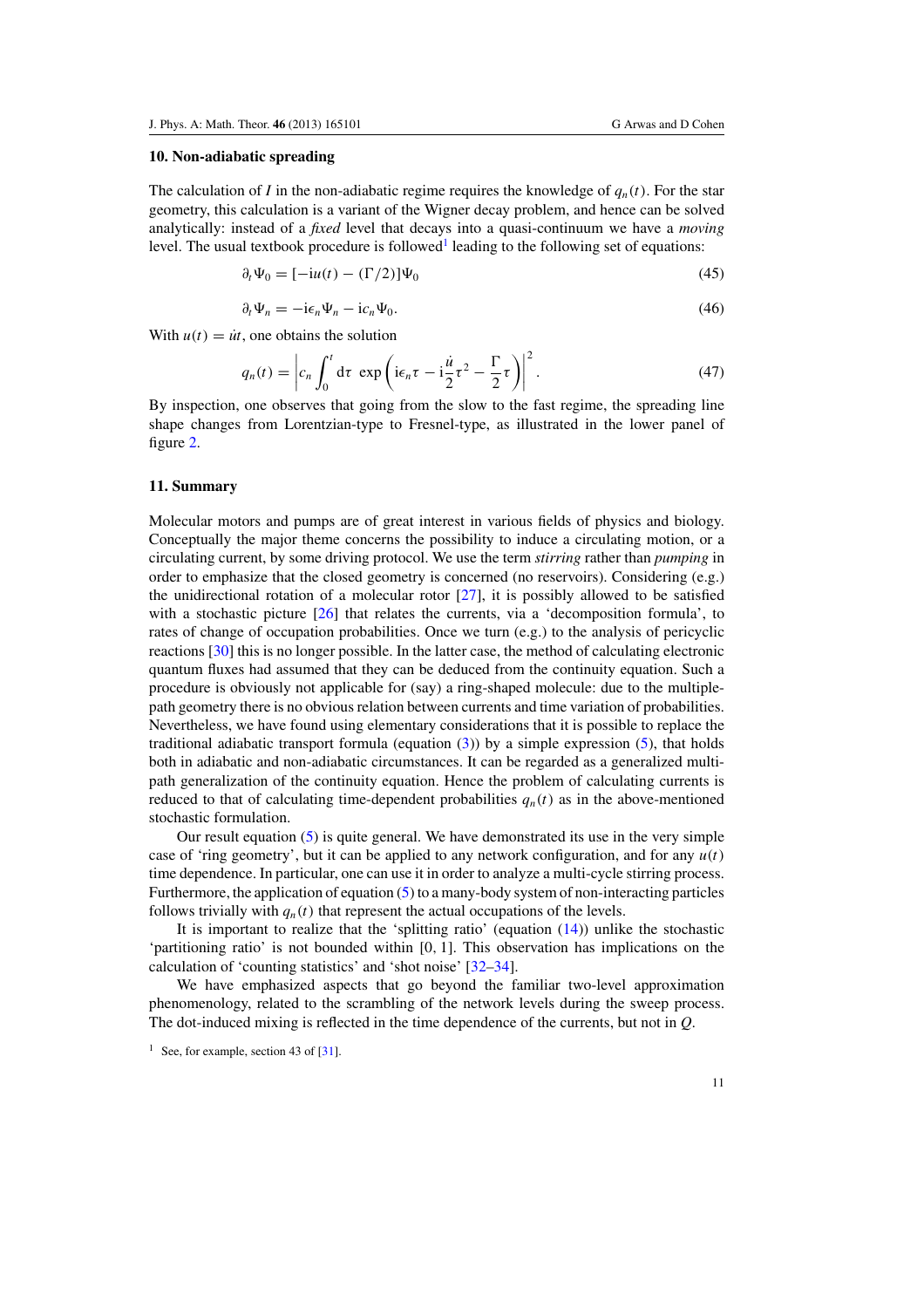## 10. Non-adiabatic spreading

The calculation of $I$ in the non-adiabatic regime requires the knowledge of $q_n(t)$. For the star geometry, this calculation is a variant of the Wigner decay problem, and hence can be solved analytically: instead of a *fixed* level that decays into a quasi-continuum we have a *moving* level. The usual textbook procedure is followed[1] leading to the following set of equations:

$$\partial_t \Psi_0 = [-\mathrm{i}u(t) - (\Gamma/2)]\Psi_0 \tag{45}$$

$$\partial_t \Psi_n = -\mathrm{i}\epsilon_n \Psi_n - \mathrm{i}c_n \Psi_0. \tag{46}$$

With $u(t) = \dot{u}t$, one obtains the solution

$$q_n(t) = \left| c_n \int_0^t \mathrm{d}\tau \, \exp\left( \mathrm{i}\epsilon_n \tau - \mathrm{i}\frac{\dot{u}}{2}\tau^2 - \frac{\Gamma}{2}\tau \right) \right|^2. \tag{47}$$

By inspection, one observes that going from the slow to the fast regime, the spreading line shape changes from Lorentzian-type to Fresnel-type, as illustrated in the lower panel of figure 2.

## 11. Summary

Molecular motors and pumps are of great interest in various fields of physics and biology. Conceptually the major theme concerns the possibility to induce a circulating motion, or a circulating current, by some driving protocol. We use the term *stirring* rather than *pumping* in order to emphasize that the closed geometry is concerned (no reservoirs). Considering (e.g.) the unidirectional rotation of a molecular rotor [27], it is possibly allowed to be satisfied with a stochastic picture [26] that relates the currents, via a 'decomposition formula', to rates of change of occupation probabilities. Once we turn (e.g.) to the analysis of pericyclic reactions [30] this is no longer possible. In the latter case, the method of calculating electronic quantum fluxes had assumed that they can be deduced from the continuity equation. Such a procedure is obviously not applicable for (say) a ring-shaped molecule: due to the multiple-path geometry there is no obvious relation between currents and time variation of probabilities. Nevertheless, we have found using elementary considerations that it is possible to replace the traditional adiabatic transport formula (equation (3)) by a simple expression (5), that holds both in adiabatic and non-adiabatic circumstances. It can be regarded as a generalized multi-path generalization of the continuity equation. Hence the problem of calculating currents is reduced to that of calculating time-dependent probabilities $q_n(t)$ as in the above-mentioned stochastic formulation.

Our result equation (5) is quite general. We have demonstrated its use in the very simple case of 'ring geometry', but it can be applied to any network configuration, and for any $u(t)$ time dependence. In particular, one can use it in order to analyze a multi-cycle stirring process. Furthermore, the application of equation (5) to a many-body system of non-interacting particles follows trivially with $q_n(t)$ that represent the actual occupations of the levels.

It is important to realize that the 'splitting ratio' (equation (14)) unlike the stochastic 'partitioning ratio' is not bounded within $[0, 1]$. This observation has implications on the calculation of 'counting statistics' and 'shot noise' [32–34].

We have emphasized aspects that go beyond the familiar two-level approximation phenomenology, related to the scrambling of the network levels during the sweep process. The dot-induced mixing is reflected in the time dependence of the currents, but not in $Q$.

[1] See, for example, section 43 of [31].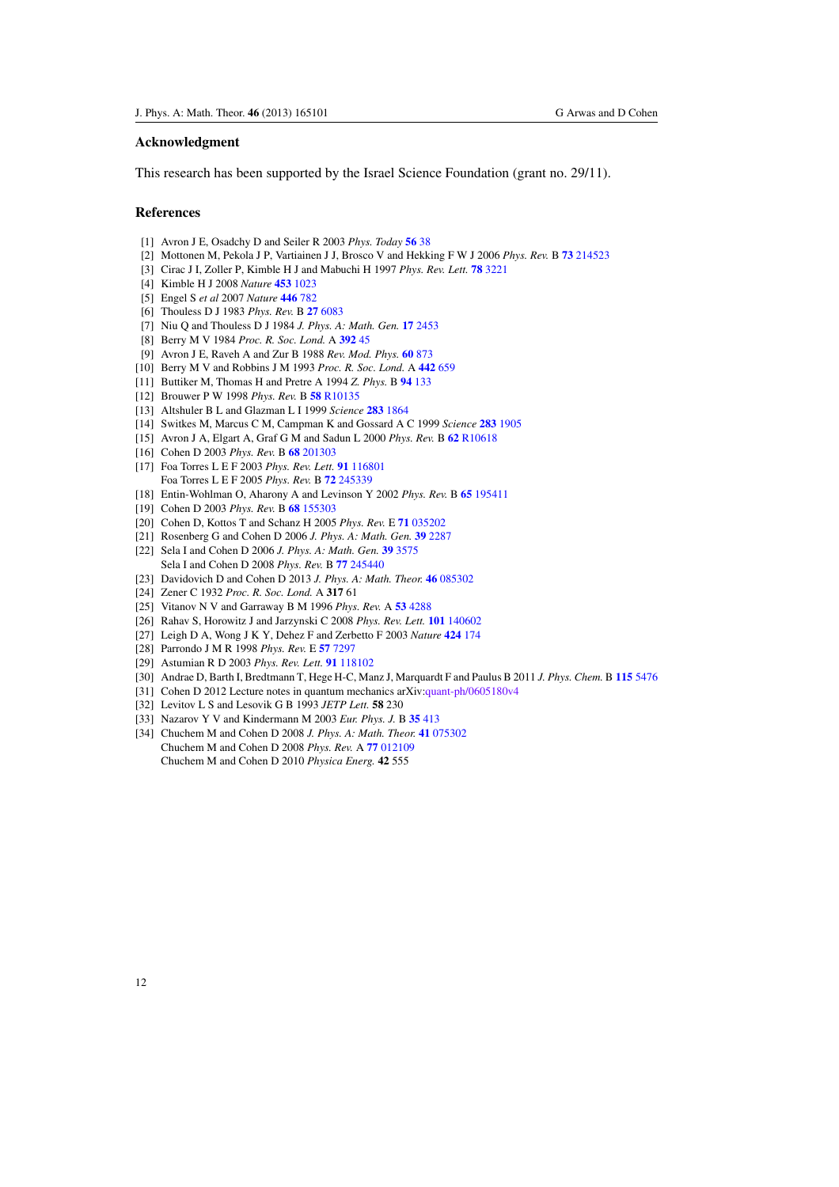## Acknowledgment

This research has been supported by the Israel Science Foundation (grant no. 29/11).

## References

[1] Avron J E, Osadchy D and Seiler R 2003 *Phys. Today* **56** 38

[2] Mottonen M, Pekola J P, Vartiainen J J, Brosco V and Hekking F W J 2006 *Phys. Rev.* B **73** 214523

[3] Cirac J I, Zoller P, Kimble H J and Mabuchi H 1997 *Phys. Rev. Lett.* **78** 3221

[4] Kimble H J 2008 *Nature* **453** 1023

[5] Engel S *et al* 2007 *Nature* **446** 782

[6] Thouless D J 1983 *Phys. Rev.* B **27** 6083

[7] Niu Q and Thouless D J 1984 *J. Phys. A: Math. Gen.* **17** 2453

[8] Berry M V 1984 *Proc. R. Soc. Lond.* A **392** 45

[9] Avron J E, Raveh A and Zur B 1988 *Rev. Mod. Phys.* **60** 873

[10] Berry M V and Robbins J M 1993 *Proc. R. Soc. Lond.* A **442** 659

[11] Buttiker M, Thomas H and Pretre A 1994 *Z. Phys.* B **94** 133

[12] Brouwer P W 1998 *Phys. Rev.* B **58** R10135

[13] Altshuler B L and Glazman L I 1999 *Science* **283** 1864

[14] Switkes M, Marcus C M, Campman K and Gossard A C 1999 *Science* **283** 1905

[15] Avron J A, Elgart A, Graf G M and Sadun L 2000 *Phys. Rev.* B **62** R10618

[16] Cohen D 2003 *Phys. Rev.* B **68** 201303

[17] Foa Torres L E F 2003 *Phys. Rev. Lett.* **91** 116801
Foa Torres L E F 2005 *Phys. Rev.* B **72** 245339

[18] Entin-Wohlman O, Aharony A and Levinson Y 2002 *Phys. Rev.* B **65** 195411

[19] Cohen D 2003 *Phys. Rev.* B **68** 155303

[20] Cohen D, Kottos T and Schanz H 2005 *Phys. Rev.* E **71** 035202

[21] Rosenberg G and Cohen D 2006 *J. Phys. A: Math. Gen.* **39** 2287

[22] Sela I and Cohen D 2006 *J. Phys. A: Math. Gen.* **39** 3575
Sela I and Cohen D 2008 *Phys. Rev.* B **77** 245440

[23] Davidovich D and Cohen D 2013 *J. Phys. A: Math. Theor.* **46** 085302

[24] Zener C 1932 *Proc. R. Soc. Lond.* A **317** 61

[25] Vitanov N V and Garraway B M 1996 *Phys. Rev.* A **53** 4288

[26] Rahav S, Horowitz J and Jarzynski C 2008 *Phys. Rev. Lett.* **101** 140602

[27] Leigh D A, Wong J K Y, Dehez F and Zerbetto F 2003 *Nature* **424** 174

[28] Parrondo J M R 1998 *Phys. Rev.* E **57** 7297

[29] Astumian R D 2003 *Phys. Rev. Lett.* **91** 118102

[30] Andrae D, Barth I, Bredtmann T, Hege H-C, Manz J, Marquardt F and Paulus B 2011 *J. Phys. Chem.* B **115** 5476

[31] Cohen D 2012 Lecture notes in quantum mechanics arXiv:quant-ph/0605180v4

[32] Levitov L S and Lesovik G B 1993 *JETP Lett.* **58** 230

[33] Nazarov Y V and Kindermann M 2003 *Eur. Phys. J.* B **35** 413

[34] Chuchem M and Cohen D 2008 *J. Phys. A: Math. Theor.* **41** 075302
Chuchem M and Cohen D 2008 *Phys. Rev.* A **77** 012109
Chuchem M and Cohen D 2010 *Physica Energ.* **42** 555